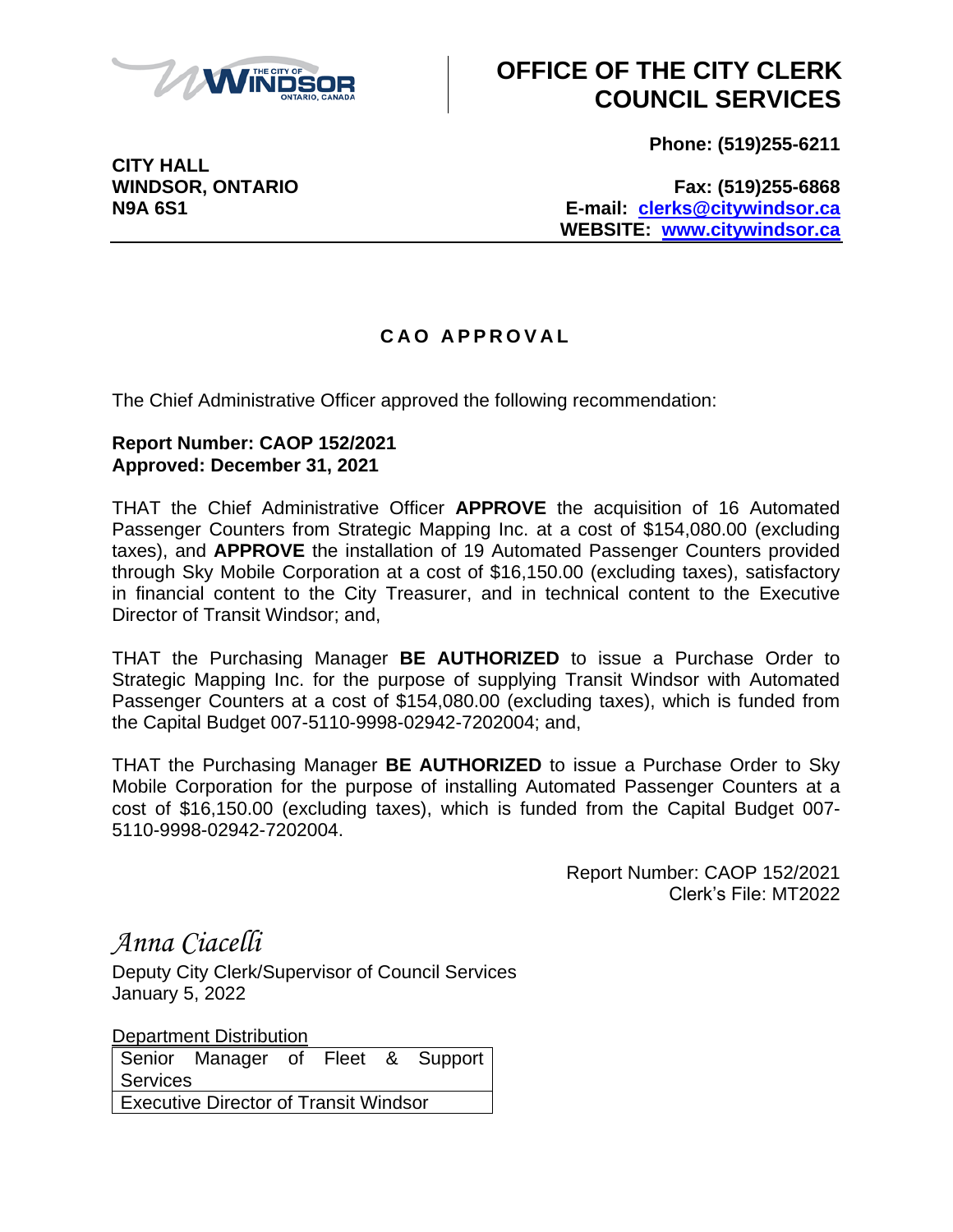# OFFICE OF THE CITY CLERK COUNCIL SERVICES

**CITY HALL**
**WINDSOR, ONTARIO**
**N9A 6S1**

**Phone: (519)255-6211**

**Fax: (519)255-6868**
**E-mail: clerks@citywindsor.ca**
**WEBSITE: www.citywindsor.ca**

## C A O  A P P R O V A L

The Chief Administrative Officer approved the following recommendation:

**Report Number: CAOP 152/2021**
**Approved: December 31, 2021**

THAT the Chief Administrative Officer **APPROVE** the acquisition of 16 Automated Passenger Counters from Strategic Mapping Inc. at a cost of $154,080.00 (excluding taxes), and **APPROVE** the installation of 19 Automated Passenger Counters provided through Sky Mobile Corporation at a cost of $16,150.00 (excluding taxes), satisfactory in financial content to the City Treasurer, and in technical content to the Executive Director of Transit Windsor; and,

THAT the Purchasing Manager **BE AUTHORIZED** to issue a Purchase Order to Strategic Mapping Inc. for the purpose of supplying Transit Windsor with Automated Passenger Counters at a cost of $154,080.00 (excluding taxes), which is funded from the Capital Budget 007-5110-9998-02942-7202004; and,

THAT the Purchasing Manager **BE AUTHORIZED** to issue a Purchase Order to Sky Mobile Corporation for the purpose of installing Automated Passenger Counters at a cost of $16,150.00 (excluding taxes), which is funded from the Capital Budget 007-5110-9998-02942-7202004.

Report Number: CAOP 152/2021
Clerk's File: MT2022

*Anna Ciacelli*
Deputy City Clerk/Supervisor of Council Services
January 5, 2022

Department Distribution

| |
|---|
| Senior Manager of Fleet & Support Services |
| Executive Director of Transit Windsor |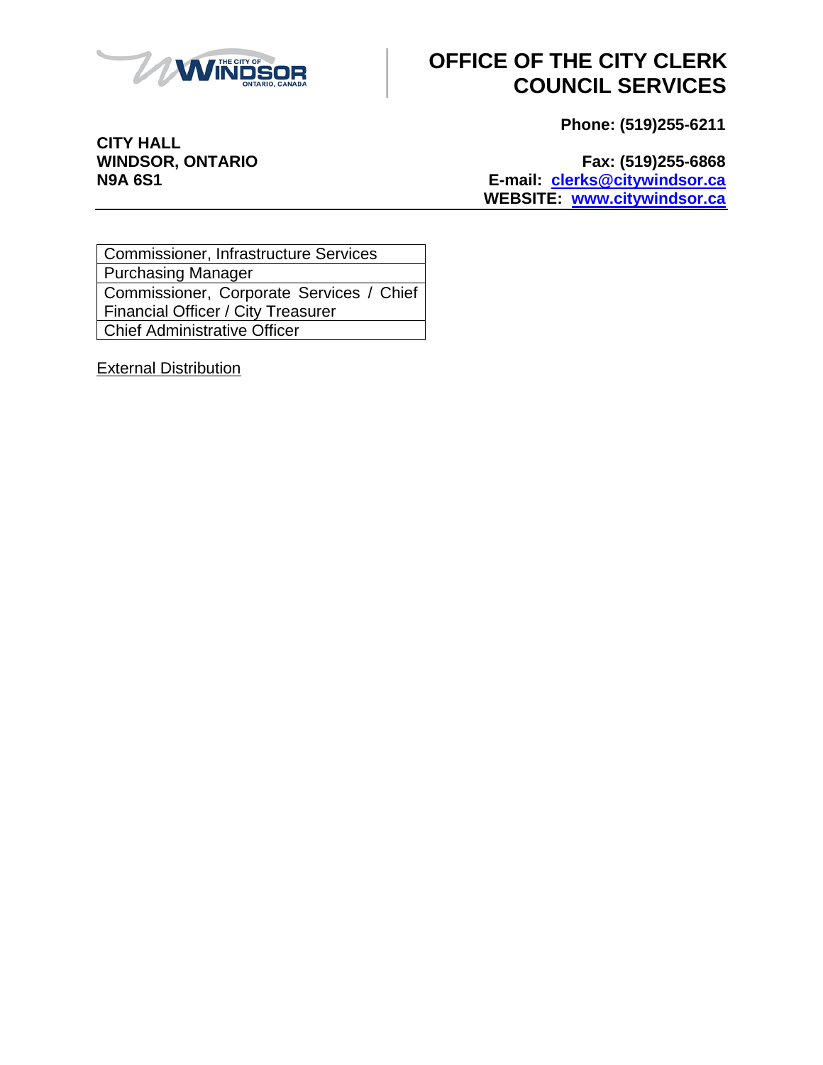# OFFICE OF THE CITY CLERK
# COUNCIL SERVICES

**CITY HALL**
**WINDSOR, ONTARIO**
**N9A 6S1**

**Phone: (519)255-6211**

**Fax: (519)255-6868**
**E-mail: clerks@citywindsor.ca**
**WEBSITE: www.citywindsor.ca**

| |
|---|
| Commissioner, Infrastructure Services |
| Purchasing Manager |
| Commissioner, Corporate Services / Chief Financial Officer / City Treasurer |
| Chief Administrative Officer |

External Distribution